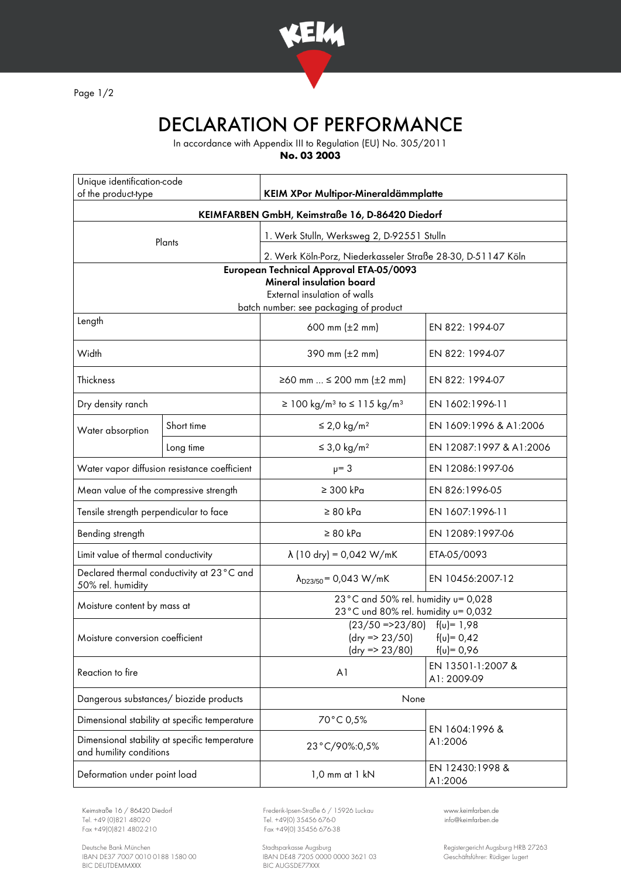# DECLARATION OF PERFORMANCE

In accordance with Appendix III to Regulation (EU) No. 305/2011

**No. 03 2003**

| Unique identification-code of the product-type | | **KEIM XPor Multipor-Mineraldämmplatte** | |
|---|---|---|---|
| **KEIMFARBEN GmbH, Keimstraße 16, D-86420 Diedorf** | | | |
| Plants | | 1. Werk Stulln, Werksweg 2, D-92551 Stulln | |
| | | 2. Werk Köln-Porz, Niederkasseler Straße 28-30, D-51147 Köln | |
| **European Technical Approval ETA-05/0093**<br>**Mineral insulation board**<br>External insulation of walls<br>batch number: see packaging of product | | | |
| Length | | 600 mm (±2 mm) | EN 822: 1994-07 |
| Width | | 390 mm (±2 mm) | EN 822: 1994-07 |
| Thickness | | ≥60 mm ... ≤ 200 mm (±2 mm) | EN 822: 1994-07 |
| Dry density ranch | | ≥ 100 kg/m³ to ≤ 115 kg/m³ | EN 1602:1996-11 |
| Water absorption | Short time | ≤ 2,0 kg/m² | EN 1609:1996 & A1:2006 |
| | Long time | ≤ 3,0 kg/m² | EN 12087:1997 & A1:2006 |
| Water vapor diffusion resistance coefficient | | $\mu = 3$ | EN 12086:1997-06 |
| Mean value of the compressive strength | | ≥ 300 kPa | EN 826:1996-05 |
| Tensile strength perpendicular to face | | ≥ 80 kPa | EN 1607:1996-11 |
| Bending strength | | ≥ 80 kPa | EN 12089:1997-06 |
| Limit value of thermal conductivity | | λ (10 dry) = 0,042 W/mK | ETA-05/0093 |
| Declared thermal conductivity at 23°C and 50% rel. humidity | | $\lambda_{D23/50}$ = 0,043 W/mK | EN 10456:2007-12 |
| Moisture content by mass at | | 23°C and 50% rel. humidity u= 0,028<br>23°C und 80% rel. humidity u= 0,032 | |
| Moisture conversion coefficient | | (23/50 =>23/80) f(u)= 1,98<br>(dry => 23/50) f(u)= 0,42<br>(dry => 23/80) f(u)= 0,96 | |
| Reaction to fire | | A1 | EN 13501-1:2007 & A1: 2009-09 |
| Dangerous substances/ biozide products | | None | |
| Dimensional stability at specific temperature | | 70°C 0,5% | EN 1604:1996 & A1:2006 |
| Dimensional stability at specific temperature and humility conditions | | 23°C/90%:0,5% | |
| Deformation under point load | | 1,0 mm at 1 kN | EN 12430:1998 & A1:2006 |

Keimstraße 16 / 86420 Diedorf
Tel. +49 (0)821 4802-0
Fax +49(0)821 4802-210

Frederik-Ipsen-Straße 6 / 15926 Luckau
Tel. +49(0) 35456 676-0
Fax +49(0) 35456 676-38

www.keimfarben.de
info@keimfarben.de

Deutsche Bank München
IBAN DE37 7007 0010 0188 1580 00
BIC DEUTDEMMXXX

Stadtsparkasse Augsburg
IBAN DE48 7205 0000 0000 3621 03
BIC AUGSDE77XXX

Registergericht Augsburg HRB 27263
Geschäftsführer: Rüdiger Lugert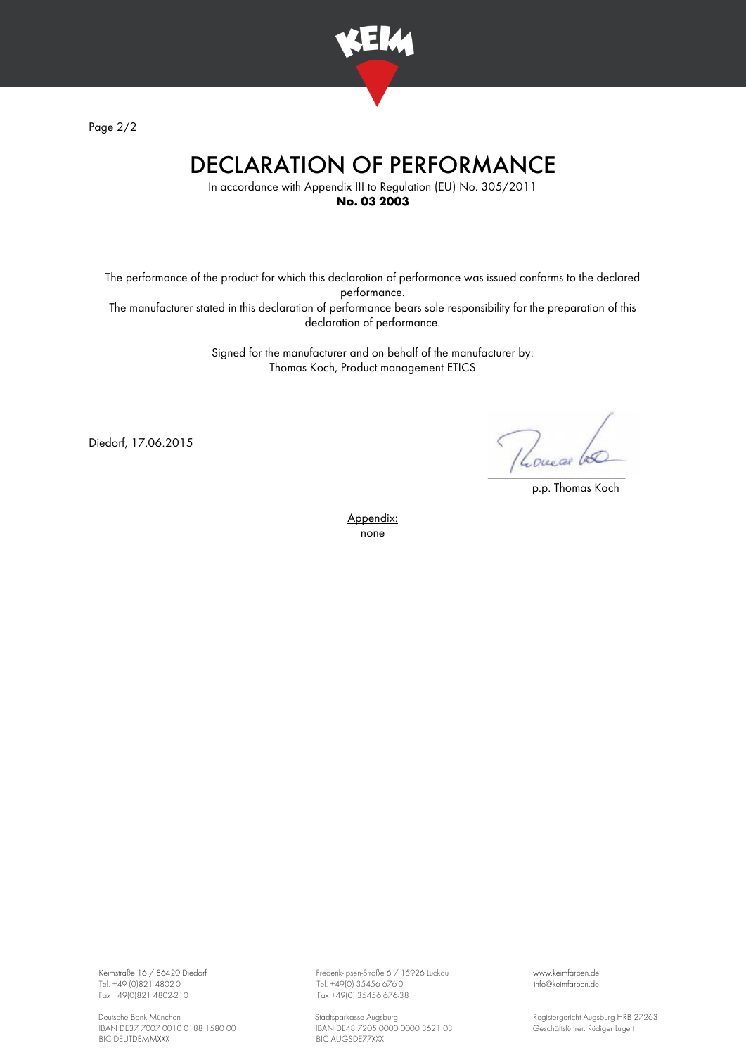# DECLARATION OF PERFORMANCE

In accordance with Appendix III to Regulation (EU) No. 305/2011

**No. 03 2003**

The performance of the product for which this declaration of performance was issued conforms to the declared performance.

The manufacturer stated in this declaration of performance bears sole responsibility for the preparation of this declaration of performance.

Signed for the manufacturer and on behalf of the manufacturer by:
Thomas Koch, Product management ETICS

Diedorf, 17.06.2015

p.p. Thomas Koch

Appendix:
none

Keimstraße 16 / 86420 Diedorf
Tel. +49 (0)821 4802-0
Fax +49(0)821 4802-210

Frederik-Ipsen-Straße 6 / 15926 Luckau
Tel. +49(0) 35456 676-0
Fax +49(0) 35456 676-38

www.keimfarben.de
info@keimfarben.de

Deutsche Bank München
IBAN DE37 7007 0010 0188 1580 00
BIC DEUTDEMMXXX

Stadtsparkasse Augsburg
IBAN DE48 7205 0000 0000 3621 03
BIC AUGSDE77XXX

Registergericht Augsburg HRB 27263
Geschäftsführer: Rüdiger Lugert